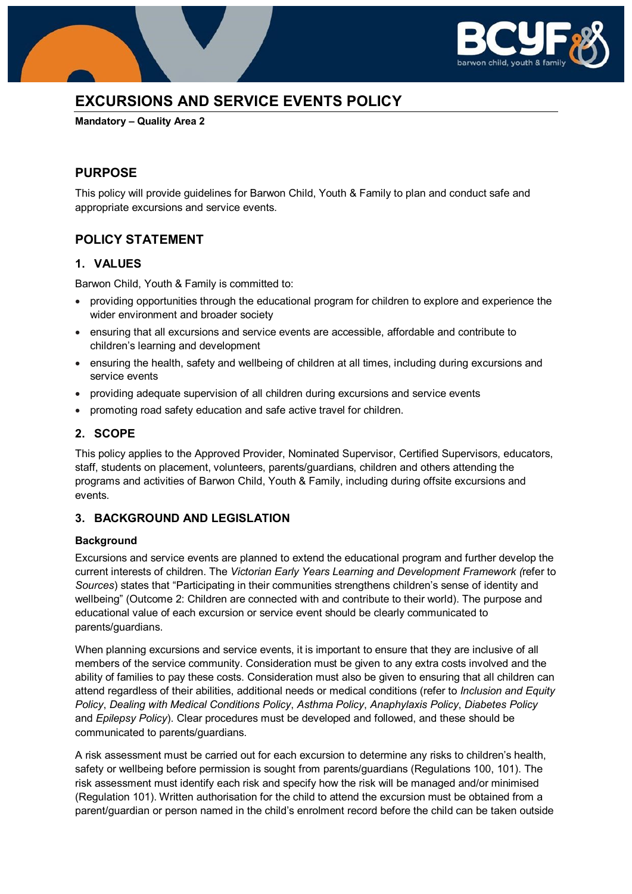# EXCURSIONS AND SERVICE EVENTS POLICY

**Mandatory – Quality Area 2**

## PURPOSE

This policy will provide guidelines for Barwon Child, Youth & Family to plan and conduct safe and appropriate excursions and service events.

## POLICY STATEMENT

### 1. VALUES

Barwon Child, Youth & Family is committed to:

- providing opportunities through the educational program for children to explore and experience the wider environment and broader society
- ensuring that all excursions and service events are accessible, affordable and contribute to children's learning and development
- ensuring the health, safety and wellbeing of children at all times, including during excursions and service events
- providing adequate supervision of all children during excursions and service events
- promoting road safety education and safe active travel for children.

### 2. SCOPE

This policy applies to the Approved Provider, Nominated Supervisor, Certified Supervisors, educators, staff, students on placement, volunteers, parents/guardians, children and others attending the programs and activities of Barwon Child, Youth & Family, including during offsite excursions and events.

### 3. BACKGROUND AND LEGISLATION

**Background**

Excursions and service events are planned to extend the educational program and further develop the current interests of children. The *Victorian Early Years Learning and Development Framework (*refer to *Sources*) states that "Participating in their communities strengthens children's sense of identity and wellbeing" (Outcome 2: Children are connected with and contribute to their world). The purpose and educational value of each excursion or service event should be clearly communicated to parents/guardians.

When planning excursions and service events, it is important to ensure that they are inclusive of all members of the service community. Consideration must be given to any extra costs involved and the ability of families to pay these costs. Consideration must also be given to ensuring that all children can attend regardless of their abilities, additional needs or medical conditions (refer to *Inclusion and Equity Policy*, *Dealing with Medical Conditions Policy*, *Asthma Policy*, *Anaphylaxis Policy*, *Diabetes Policy* and *Epilepsy Policy*). Clear procedures must be developed and followed, and these should be communicated to parents/guardians.

A risk assessment must be carried out for each excursion to determine any risks to children's health, safety or wellbeing before permission is sought from parents/guardians (Regulations 100, 101). The risk assessment must identify each risk and specify how the risk will be managed and/or minimised (Regulation 101). Written authorisation for the child to attend the excursion must be obtained from a parent/guardian or person named in the child's enrolment record before the child can be taken outside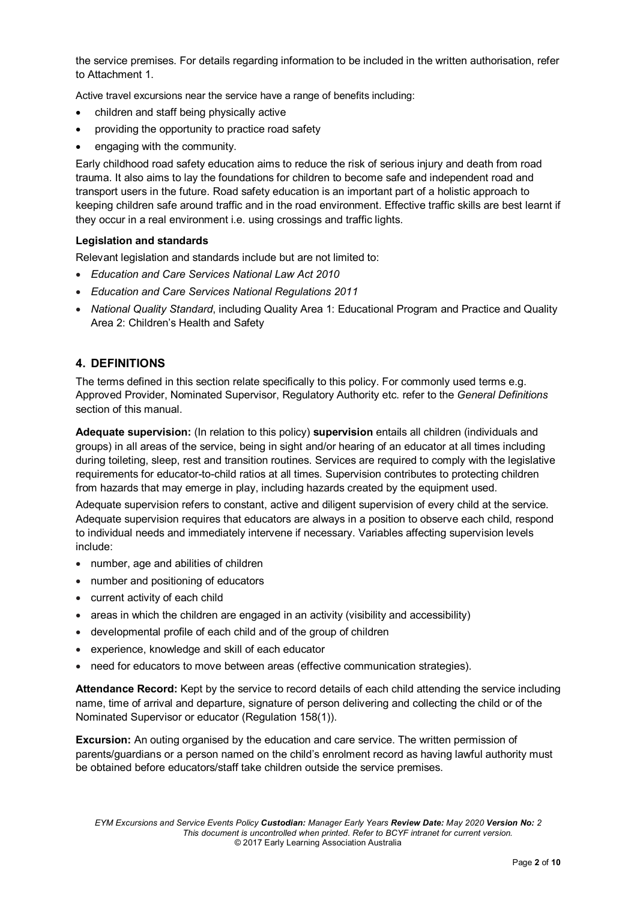the service premises. For details regarding information to be included in the written authorisation, refer to Attachment 1.

Active travel excursions near the service have a range of benefits including:

- children and staff being physically active
- providing the opportunity to practice road safety
- engaging with the community.

Early childhood road safety education aims to reduce the risk of serious injury and death from road trauma. It also aims to lay the foundations for children to become safe and independent road and transport users in the future. Road safety education is an important part of a holistic approach to keeping children safe around traffic and in the road environment. Effective traffic skills are best learnt if they occur in a real environment i.e. using crossings and traffic lights.

**Legislation and standards**

Relevant legislation and standards include but are not limited to:

- *Education and Care Services National Law Act 2010*
- *Education and Care Services National Regulations 2011*
- *National Quality Standard*, including Quality Area 1: Educational Program and Practice and Quality Area 2: Children's Health and Safety

## 4. DEFINITIONS

The terms defined in this section relate specifically to this policy. For commonly used terms e.g. Approved Provider, Nominated Supervisor, Regulatory Authority etc. refer to the *General Definitions* section of this manual.

**Adequate supervision:** (In relation to this policy) **supervision** entails all children (individuals and groups) in all areas of the service, being in sight and/or hearing of an educator at all times including during toileting, sleep, rest and transition routines. Services are required to comply with the legislative requirements for educator-to-child ratios at all times. Supervision contributes to protecting children from hazards that may emerge in play, including hazards created by the equipment used.

Adequate supervision refers to constant, active and diligent supervision of every child at the service. Adequate supervision requires that educators are always in a position to observe each child, respond to individual needs and immediately intervene if necessary. Variables affecting supervision levels include:

- number, age and abilities of children
- number and positioning of educators
- current activity of each child
- areas in which the children are engaged in an activity (visibility and accessibility)
- developmental profile of each child and of the group of children
- experience, knowledge and skill of each educator
- need for educators to move between areas (effective communication strategies).

**Attendance Record:** Kept by the service to record details of each child attending the service including name, time of arrival and departure, signature of person delivering and collecting the child or of the Nominated Supervisor or educator (Regulation 158(1)).

**Excursion:** An outing organised by the education and care service. The written permission of parents/guardians or a person named on the child's enrolment record as having lawful authority must be obtained before educators/staff take children outside the service premises.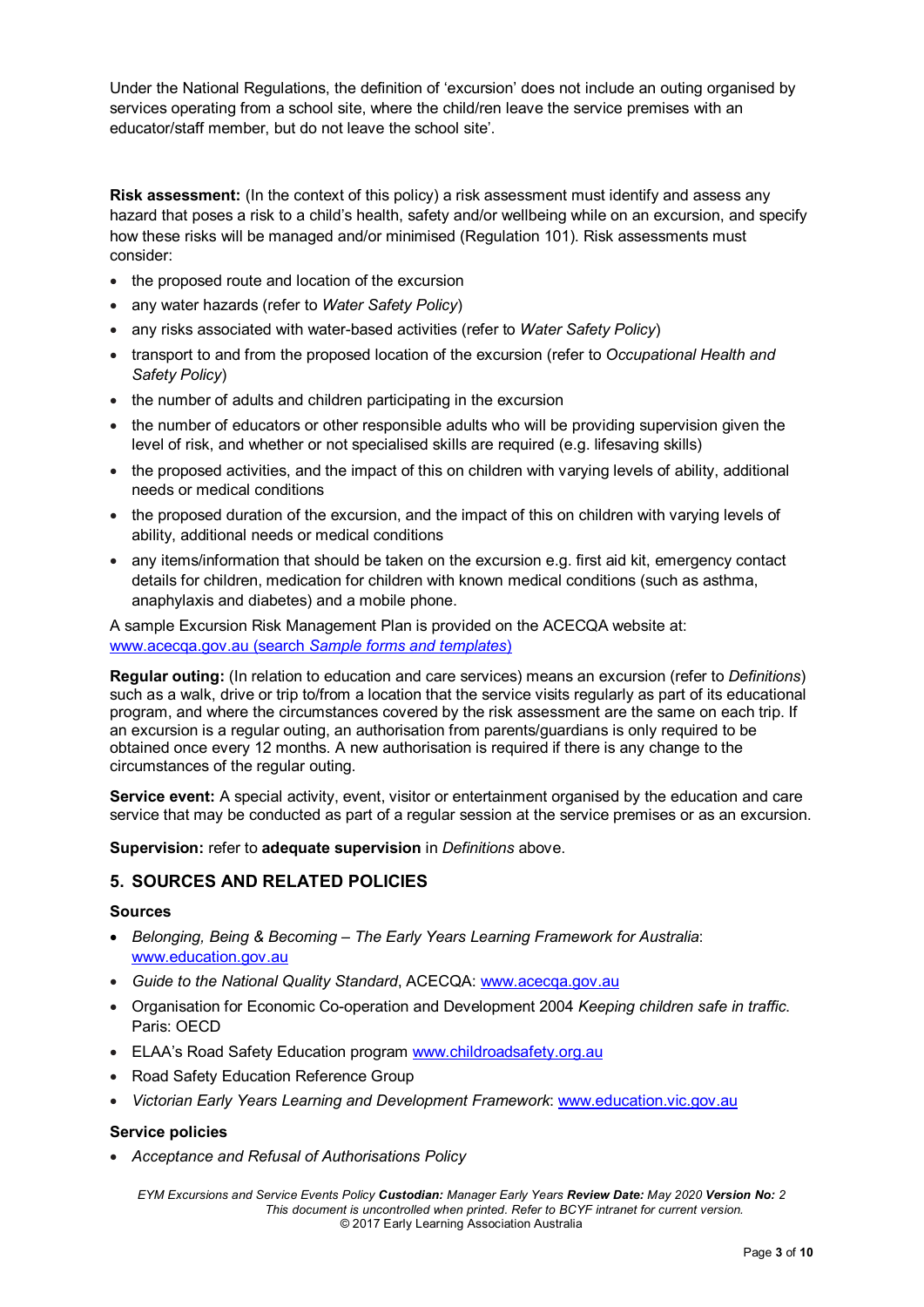Under the National Regulations, the definition of 'excursion' does not include an outing organised by services operating from a school site, where the child/ren leave the service premises with an educator/staff member, but do not leave the school site'.

**Risk assessment:** (In the context of this policy) a risk assessment must identify and assess any hazard that poses a risk to a child's health, safety and/or wellbeing while on an excursion, and specify how these risks will be managed and/or minimised (Regulation 101). Risk assessments must consider:

- the proposed route and location of the excursion
- any water hazards (refer to *Water Safety Policy*)
- any risks associated with water-based activities (refer to *Water Safety Policy*)
- transport to and from the proposed location of the excursion (refer to *Occupational Health and Safety Policy*)
- the number of adults and children participating in the excursion
- the number of educators or other responsible adults who will be providing supervision given the level of risk, and whether or not specialised skills are required (e.g. lifesaving skills)
- the proposed activities, and the impact of this on children with varying levels of ability, additional needs or medical conditions
- the proposed duration of the excursion, and the impact of this on children with varying levels of ability, additional needs or medical conditions
- any items/information that should be taken on the excursion e.g. first aid kit, emergency contact details for children, medication for children with known medical conditions (such as asthma, anaphylaxis and diabetes) and a mobile phone.

A sample Excursion Risk Management Plan is provided on the ACECQA website at: www.acecqa.gov.au (search *Sample forms and templates*)

**Regular outing:** (In relation to education and care services) means an excursion (refer to *Definitions*) such as a walk, drive or trip to/from a location that the service visits regularly as part of its educational program, and where the circumstances covered by the risk assessment are the same on each trip. If an excursion is a regular outing, an authorisation from parents/guardians is only required to be obtained once every 12 months. A new authorisation is required if there is any change to the circumstances of the regular outing.

**Service event:** A special activity, event, visitor or entertainment organised by the education and care service that may be conducted as part of a regular session at the service premises or as an excursion.

**Supervision:** refer to **adequate supervision** in *Definitions* above.

## 5. SOURCES AND RELATED POLICIES

### Sources

- *Belonging, Being & Becoming – The Early Years Learning Framework for Australia*: www.education.gov.au
- *Guide to the National Quality Standard*, ACECQA: www.acecqa.gov.au
- Organisation for Economic Co-operation and Development 2004 *Keeping children safe in traffic.* Paris: OECD
- ELAA's Road Safety Education program www.childroadsafety.org.au
- Road Safety Education Reference Group
- *Victorian Early Years Learning and Development Framework*: www.education.vic.gov.au

### Service policies

- *Acceptance and Refusal of Authorisations Policy*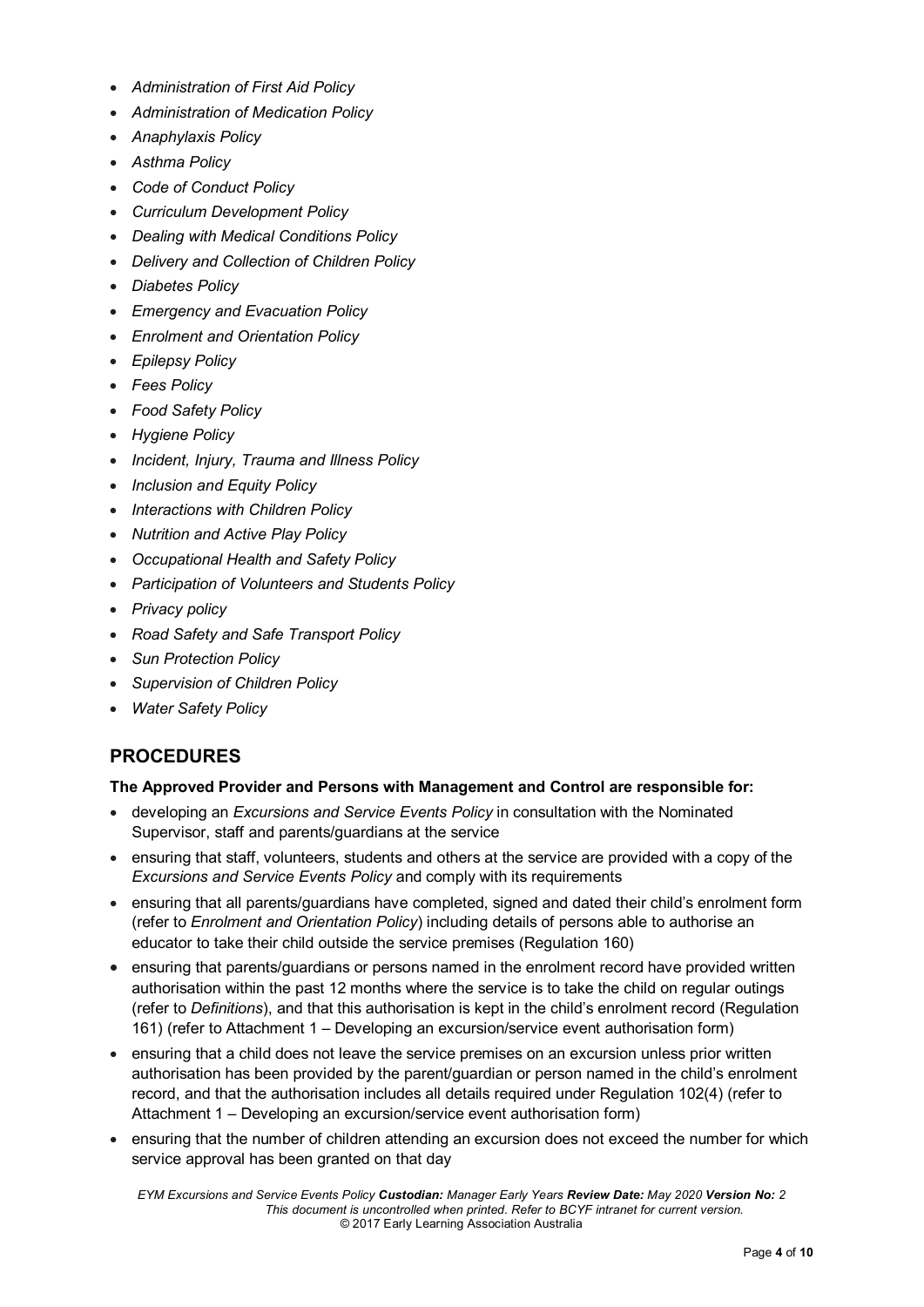- *Administration of First Aid Policy*
- *Administration of Medication Policy*
- *Anaphylaxis Policy*
- *Asthma Policy*
- *Code of Conduct Policy*
- *Curriculum Development Policy*
- *Dealing with Medical Conditions Policy*
- *Delivery and Collection of Children Policy*
- *Diabetes Policy*
- *Emergency and Evacuation Policy*
- *Enrolment and Orientation Policy*
- *Epilepsy Policy*
- *Fees Policy*
- *Food Safety Policy*
- *Hygiene Policy*
- *Incident, Injury, Trauma and Illness Policy*
- *Inclusion and Equity Policy*
- *Interactions with Children Policy*
- *Nutrition and Active Play Policy*
- *Occupational Health and Safety Policy*
- *Participation of Volunteers and Students Policy*
- *Privacy policy*
- *Road Safety and Safe Transport Policy*
- *Sun Protection Policy*
- *Supervision of Children Policy*
- *Water Safety Policy*

## PROCEDURES

**The Approved Provider and Persons with Management and Control are responsible for:**

- developing an *Excursions and Service Events Policy* in consultation with the Nominated Supervisor, staff and parents/guardians at the service
- ensuring that staff, volunteers, students and others at the service are provided with a copy of the *Excursions and Service Events Policy* and comply with its requirements
- ensuring that all parents/guardians have completed, signed and dated their child's enrolment form (refer to *Enrolment and Orientation Policy*) including details of persons able to authorise an educator to take their child outside the service premises (Regulation 160)
- ensuring that parents/guardians or persons named in the enrolment record have provided written authorisation within the past 12 months where the service is to take the child on regular outings (refer to *Definitions*), and that this authorisation is kept in the child's enrolment record (Regulation 161) (refer to Attachment 1 – Developing an excursion/service event authorisation form)
- ensuring that a child does not leave the service premises on an excursion unless prior written authorisation has been provided by the parent/guardian or person named in the child's enrolment record, and that the authorisation includes all details required under Regulation 102(4) (refer to Attachment 1 – Developing an excursion/service event authorisation form)
- ensuring that the number of children attending an excursion does not exceed the number for which service approval has been granted on that day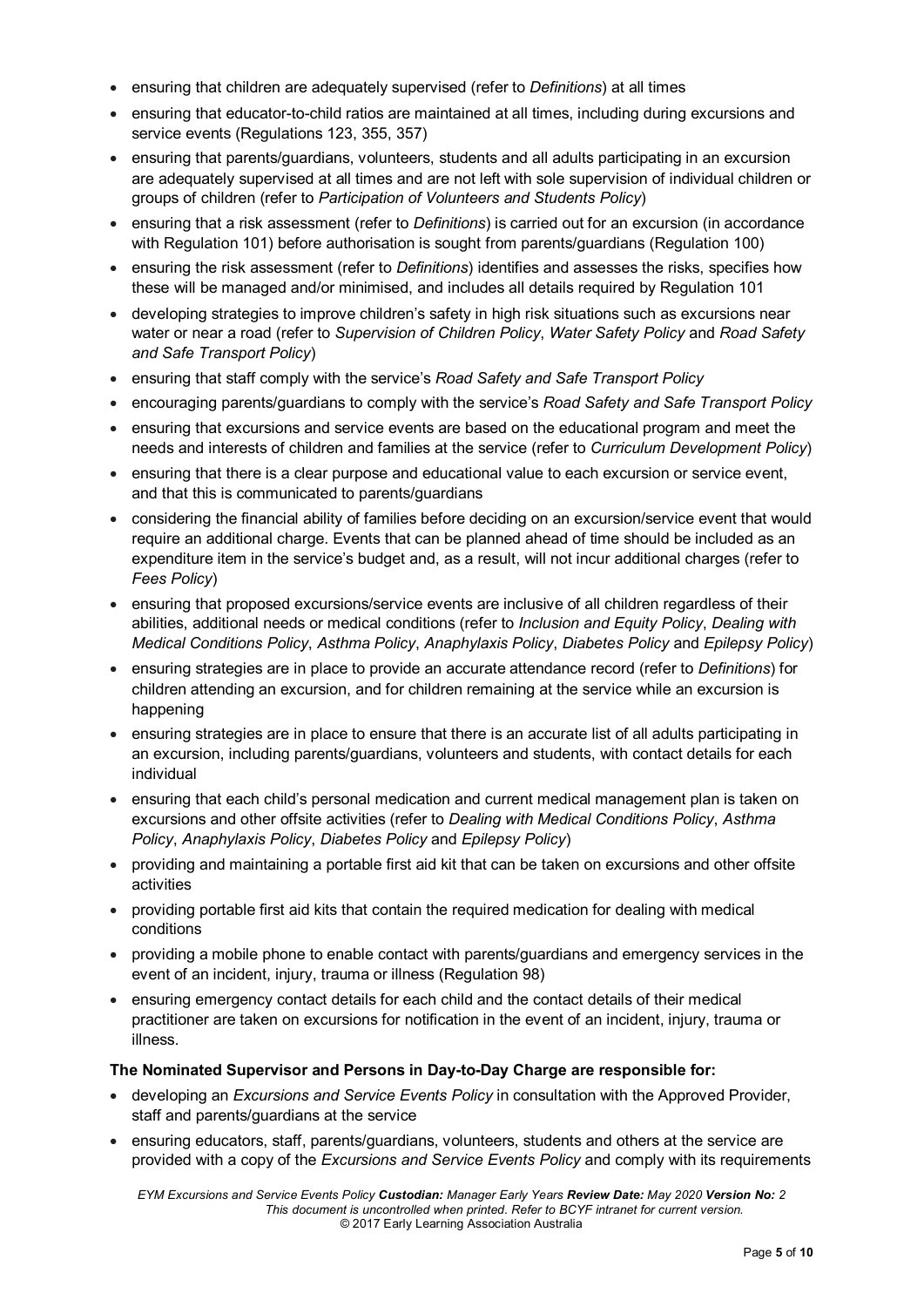- ensuring that children are adequately supervised (refer to *Definitions*) at all times
- ensuring that educator-to-child ratios are maintained at all times, including during excursions and service events (Regulations 123, 355, 357)
- ensuring that parents/guardians, volunteers, students and all adults participating in an excursion are adequately supervised at all times and are not left with sole supervision of individual children or groups of children (refer to *Participation of Volunteers and Students Policy*)
- ensuring that a risk assessment (refer to *Definitions*) is carried out for an excursion (in accordance with Regulation 101) before authorisation is sought from parents/guardians (Regulation 100)
- ensuring the risk assessment (refer to *Definitions*) identifies and assesses the risks, specifies how these will be managed and/or minimised, and includes all details required by Regulation 101
- developing strategies to improve children's safety in high risk situations such as excursions near water or near a road (refer to *Supervision of Children Policy*, *Water Safety Policy* and *Road Safety and Safe Transport Policy*)
- ensuring that staff comply with the service's *Road Safety and Safe Transport Policy*
- encouraging parents/guardians to comply with the service's *Road Safety and Safe Transport Policy*
- ensuring that excursions and service events are based on the educational program and meet the needs and interests of children and families at the service (refer to *Curriculum Development Policy*)
- ensuring that there is a clear purpose and educational value to each excursion or service event, and that this is communicated to parents/guardians
- considering the financial ability of families before deciding on an excursion/service event that would require an additional charge. Events that can be planned ahead of time should be included as an expenditure item in the service's budget and, as a result, will not incur additional charges (refer to *Fees Policy*)
- ensuring that proposed excursions/service events are inclusive of all children regardless of their abilities, additional needs or medical conditions (refer to *Inclusion and Equity Policy*, *Dealing with Medical Conditions Policy*, *Asthma Policy*, *Anaphylaxis Policy*, *Diabetes Policy* and *Epilepsy Policy*)
- ensuring strategies are in place to provide an accurate attendance record (refer to *Definitions*) for children attending an excursion, and for children remaining at the service while an excursion is happening
- ensuring strategies are in place to ensure that there is an accurate list of all adults participating in an excursion, including parents/guardians, volunteers and students, with contact details for each individual
- ensuring that each child's personal medication and current medical management plan is taken on excursions and other offsite activities (refer to *Dealing with Medical Conditions Policy*, *Asthma Policy*, *Anaphylaxis Policy*, *Diabetes Policy* and *Epilepsy Policy*)
- providing and maintaining a portable first aid kit that can be taken on excursions and other offsite activities
- providing portable first aid kits that contain the required medication for dealing with medical conditions
- providing a mobile phone to enable contact with parents/guardians and emergency services in the event of an incident, injury, trauma or illness (Regulation 98)
- ensuring emergency contact details for each child and the contact details of their medical practitioner are taken on excursions for notification in the event of an incident, injury, trauma or illness.

**The Nominated Supervisor and Persons in Day-to-Day Charge are responsible for:**

- developing an *Excursions and Service Events Policy* in consultation with the Approved Provider, staff and parents/guardians at the service
- ensuring educators, staff, parents/guardians, volunteers, students and others at the service are provided with a copy of the *Excursions and Service Events Policy* and comply with its requirements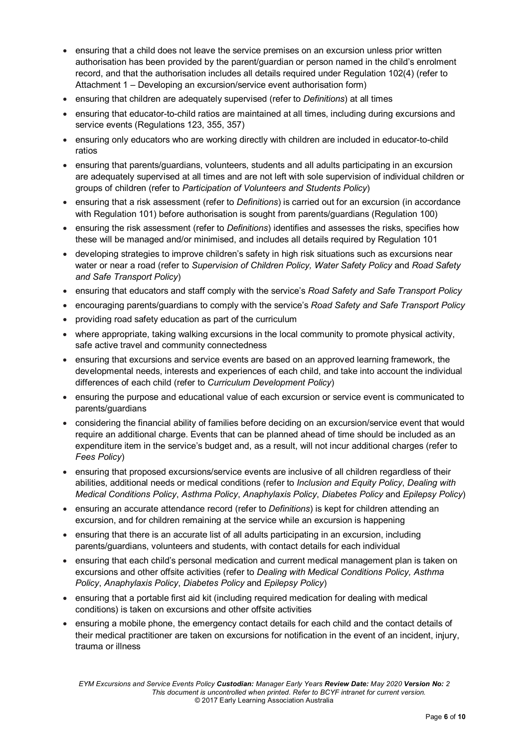- ensuring that a child does not leave the service premises on an excursion unless prior written authorisation has been provided by the parent/guardian or person named in the child's enrolment record, and that the authorisation includes all details required under Regulation 102(4) (refer to Attachment 1 – Developing an excursion/service event authorisation form)
- ensuring that children are adequately supervised (refer to *Definitions*) at all times
- ensuring that educator-to-child ratios are maintained at all times, including during excursions and service events (Regulations 123, 355, 357)
- ensuring only educators who are working directly with children are included in educator-to-child ratios
- ensuring that parents/guardians, volunteers, students and all adults participating in an excursion are adequately supervised at all times and are not left with sole supervision of individual children or groups of children (refer to *Participation of Volunteers and Students Policy*)
- ensuring that a risk assessment (refer to *Definitions*) is carried out for an excursion (in accordance with Regulation 101) before authorisation is sought from parents/guardians (Regulation 100)
- ensuring the risk assessment (refer to *Definitions*) identifies and assesses the risks, specifies how these will be managed and/or minimised, and includes all details required by Regulation 101
- developing strategies to improve children's safety in high risk situations such as excursions near water or near a road (refer to *Supervision of Children Policy, Water Safety Policy* and *Road Safety and Safe Transport Policy*)
- ensuring that educators and staff comply with the service's *Road Safety and Safe Transport Policy*
- encouraging parents/guardians to comply with the service's *Road Safety and Safe Transport Policy*
- providing road safety education as part of the curriculum
- where appropriate, taking walking excursions in the local community to promote physical activity, safe active travel and community connectedness
- ensuring that excursions and service events are based on an approved learning framework, the developmental needs, interests and experiences of each child, and take into account the individual differences of each child (refer to *Curriculum Development Policy*)
- ensuring the purpose and educational value of each excursion or service event is communicated to parents/guardians
- considering the financial ability of families before deciding on an excursion/service event that would require an additional charge. Events that can be planned ahead of time should be included as an expenditure item in the service's budget and, as a result, will not incur additional charges (refer to *Fees Policy*)
- ensuring that proposed excursions/service events are inclusive of all children regardless of their abilities, additional needs or medical conditions (refer to *Inclusion and Equity Policy*, *Dealing with Medical Conditions Policy*, *Asthma Policy*, *Anaphylaxis Policy*, *Diabetes Policy* and *Epilepsy Policy*)
- ensuring an accurate attendance record (refer to *Definitions*) is kept for children attending an excursion, and for children remaining at the service while an excursion is happening
- ensuring that there is an accurate list of all adults participating in an excursion, including parents/guardians, volunteers and students, with contact details for each individual
- ensuring that each child's personal medication and current medical management plan is taken on excursions and other offsite activities (refer to *Dealing with Medical Conditions Policy, Asthma Policy*, *Anaphylaxis Policy*, *Diabetes Policy* and *Epilepsy Policy*)
- ensuring that a portable first aid kit (including required medication for dealing with medical conditions) is taken on excursions and other offsite activities
- ensuring a mobile phone, the emergency contact details for each child and the contact details of their medical practitioner are taken on excursions for notification in the event of an incident, injury, trauma or illness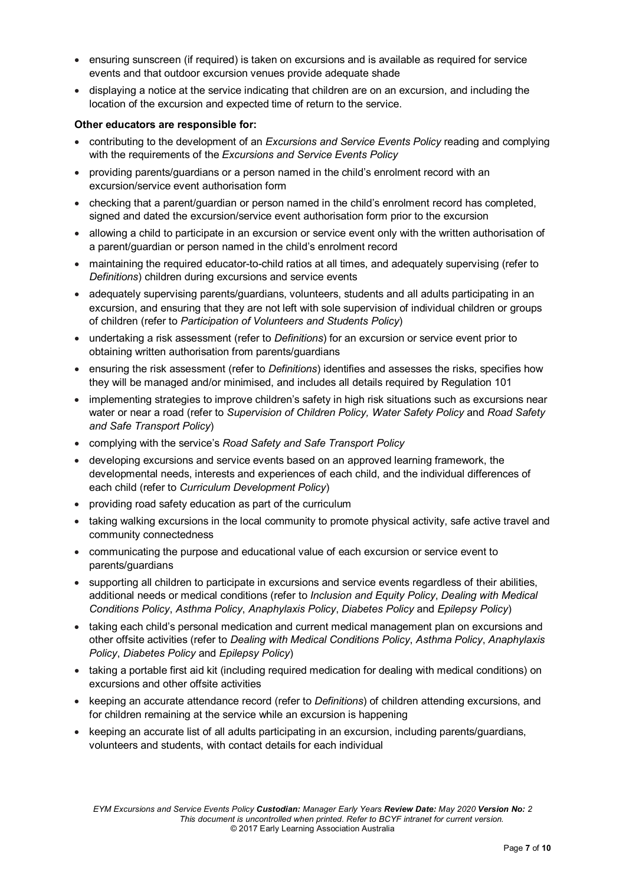- ensuring sunscreen (if required) is taken on excursions and is available as required for service events and that outdoor excursion venues provide adequate shade
- displaying a notice at the service indicating that children are on an excursion, and including the location of the excursion and expected time of return to the service.

**Other educators are responsible for:**

- contributing to the development of an *Excursions and Service Events Policy* reading and complying with the requirements of the *Excursions and Service Events Policy*
- providing parents/guardians or a person named in the child's enrolment record with an excursion/service event authorisation form
- checking that a parent/guardian or person named in the child's enrolment record has completed, signed and dated the excursion/service event authorisation form prior to the excursion
- allowing a child to participate in an excursion or service event only with the written authorisation of a parent/guardian or person named in the child's enrolment record
- maintaining the required educator-to-child ratios at all times, and adequately supervising (refer to *Definitions*) children during excursions and service events
- adequately supervising parents/guardians, volunteers, students and all adults participating in an excursion, and ensuring that they are not left with sole supervision of individual children or groups of children (refer to *Participation of Volunteers and Students Policy*)
- undertaking a risk assessment (refer to *Definitions*) for an excursion or service event prior to obtaining written authorisation from parents/guardians
- ensuring the risk assessment (refer to *Definitions*) identifies and assesses the risks, specifies how they will be managed and/or minimised, and includes all details required by Regulation 101
- implementing strategies to improve children's safety in high risk situations such as excursions near water or near a road (refer to *Supervision of Children Policy, Water Safety Policy* and *Road Safety and Safe Transport Policy*)
- complying with the service's *Road Safety and Safe Transport Policy*
- developing excursions and service events based on an approved learning framework, the developmental needs, interests and experiences of each child, and the individual differences of each child (refer to *Curriculum Development Policy*)
- providing road safety education as part of the curriculum
- taking walking excursions in the local community to promote physical activity, safe active travel and community connectedness
- communicating the purpose and educational value of each excursion or service event to parents/guardians
- supporting all children to participate in excursions and service events regardless of their abilities, additional needs or medical conditions (refer to *Inclusion and Equity Policy*, *Dealing with Medical Conditions Policy*, *Asthma Policy*, *Anaphylaxis Policy*, *Diabetes Policy* and *Epilepsy Policy*)
- taking each child's personal medication and current medical management plan on excursions and other offsite activities (refer to *Dealing with Medical Conditions Policy*, *Asthma Policy*, *Anaphylaxis Policy*, *Diabetes Policy* and *Epilepsy Policy*)
- taking a portable first aid kit (including required medication for dealing with medical conditions) on excursions and other offsite activities
- keeping an accurate attendance record (refer to *Definitions*) of children attending excursions, and for children remaining at the service while an excursion is happening
- keeping an accurate list of all adults participating in an excursion, including parents/guardians, volunteers and students, with contact details for each individual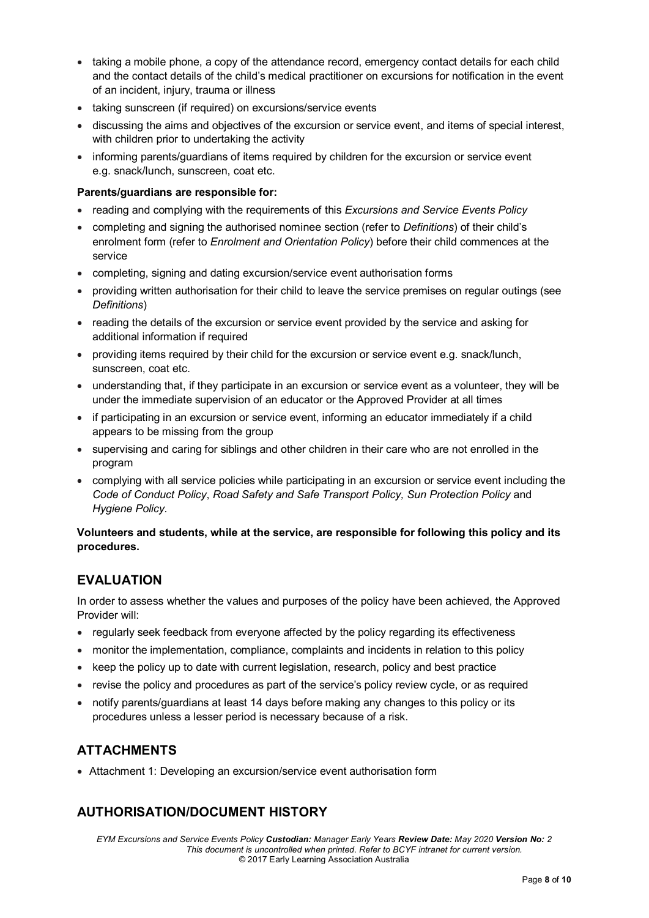- taking a mobile phone, a copy of the attendance record, emergency contact details for each child and the contact details of the child's medical practitioner on excursions for notification in the event of an incident, injury, trauma or illness
- taking sunscreen (if required) on excursions/service events
- discussing the aims and objectives of the excursion or service event, and items of special interest, with children prior to undertaking the activity
- informing parents/guardians of items required by children for the excursion or service event e.g. snack/lunch, sunscreen, coat etc.

**Parents/guardians are responsible for:**

- reading and complying with the requirements of this *Excursions and Service Events Policy*
- completing and signing the authorised nominee section (refer to *Definitions*) of their child's enrolment form (refer to *Enrolment and Orientation Policy*) before their child commences at the service
- completing, signing and dating excursion/service event authorisation forms
- providing written authorisation for their child to leave the service premises on regular outings (see *Definitions*)
- reading the details of the excursion or service event provided by the service and asking for additional information if required
- providing items required by their child for the excursion or service event e.g. snack/lunch, sunscreen, coat etc.
- understanding that, if they participate in an excursion or service event as a volunteer, they will be under the immediate supervision of an educator or the Approved Provider at all times
- if participating in an excursion or service event, informing an educator immediately if a child appears to be missing from the group
- supervising and caring for siblings and other children in their care who are not enrolled in the program
- complying with all service policies while participating in an excursion or service event including the *Code of Conduct Policy*, *Road Safety and Safe Transport Policy, Sun Protection Policy* and *Hygiene Policy*.

**Volunteers and students, while at the service, are responsible for following this policy and its procedures.**

## EVALUATION

In order to assess whether the values and purposes of the policy have been achieved, the Approved Provider will:

- regularly seek feedback from everyone affected by the policy regarding its effectiveness
- monitor the implementation, compliance, complaints and incidents in relation to this policy
- keep the policy up to date with current legislation, research, policy and best practice
- revise the policy and procedures as part of the service's policy review cycle, or as required
- notify parents/guardians at least 14 days before making any changes to this policy or its procedures unless a lesser period is necessary because of a risk.

## ATTACHMENTS

- Attachment 1: Developing an excursion/service event authorisation form

## AUTHORISATION/DOCUMENT HISTORY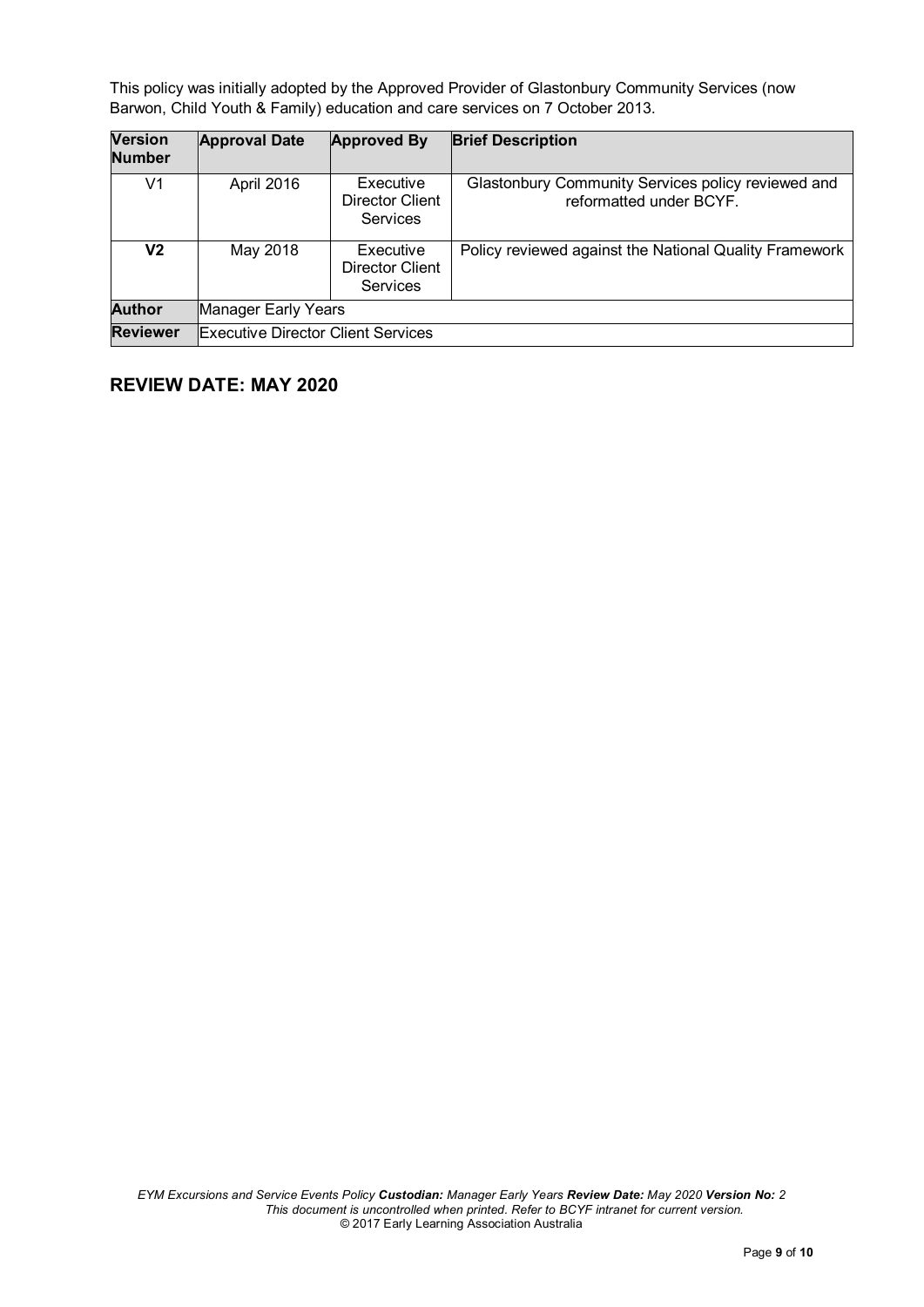This policy was initially adopted by the Approved Provider of Glastonbury Community Services (now Barwon, Child Youth & Family) education and care services on 7 October 2013.

| **Version Number** | **Approval Date** | **Approved By** | **Brief Description** |
|---|---|---|---|
| V1 | April 2016 | Executive Director Client Services | Glastonbury Community Services policy reviewed and reformatted under BCYF. |
| **V2** | May 2018 | Executive Director Client Services | Policy reviewed against the National Quality Framework |
| **Author** | Manager Early Years | | |
| **Reviewer** | Executive Director Client Services | | |

## REVIEW DATE: MAY 2020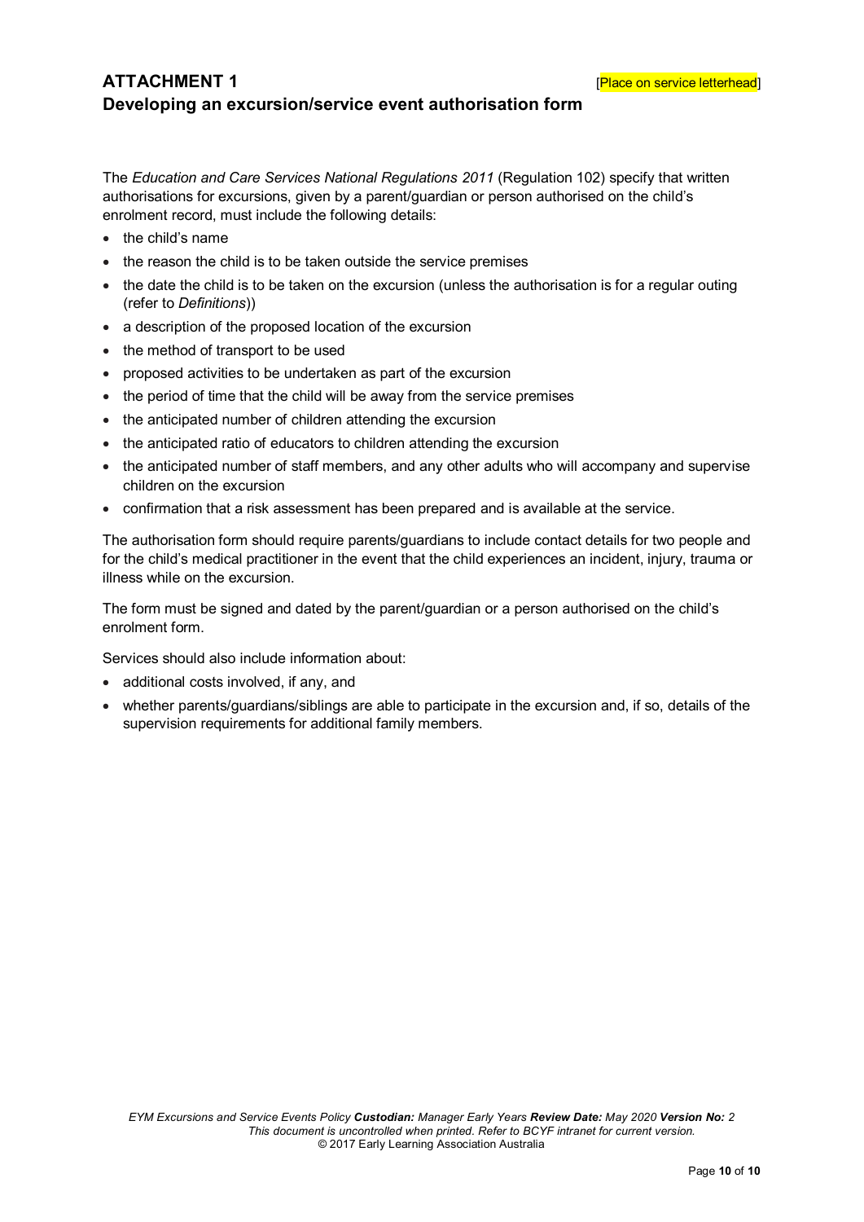## ATTACHMENT 1

[Place on service letterhead]

### Developing an excursion/service event authorisation form

The *Education and Care Services National Regulations 2011* (Regulation 102) specify that written authorisations for excursions, given by a parent/guardian or person authorised on the child's enrolment record, must include the following details:

- the child's name
- the reason the child is to be taken outside the service premises
- the date the child is to be taken on the excursion (unless the authorisation is for a regular outing (refer to *Definitions*))
- a description of the proposed location of the excursion
- the method of transport to be used
- proposed activities to be undertaken as part of the excursion
- the period of time that the child will be away from the service premises
- the anticipated number of children attending the excursion
- the anticipated ratio of educators to children attending the excursion
- the anticipated number of staff members, and any other adults who will accompany and supervise children on the excursion
- confirmation that a risk assessment has been prepared and is available at the service.

The authorisation form should require parents/guardians to include contact details for two people and for the child's medical practitioner in the event that the child experiences an incident, injury, trauma or illness while on the excursion.

The form must be signed and dated by the parent/guardian or a person authorised on the child's enrolment form.

Services should also include information about:

- additional costs involved, if any, and
- whether parents/guardians/siblings are able to participate in the excursion and, if so, details of the supervision requirements for additional family members.